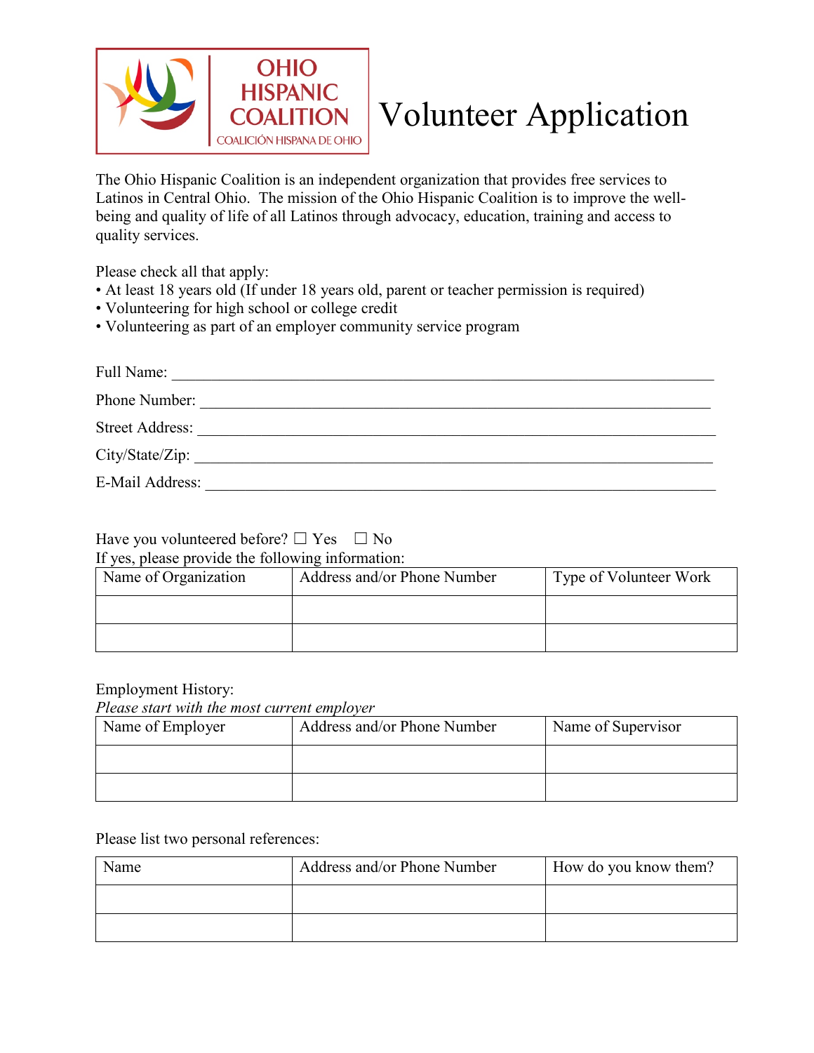OHIO HISPANIC COALITION

COALICIÓN HISPANA DE OHIO

# Volunteer Application

The Ohio Hispanic Coalition is an independent organization that provides free services to Latinos in Central Ohio. The mission of the Ohio Hispanic Coalition is to improve the well-being and quality of life of all Latinos through advocacy, education, training and access to quality services.

Please check all that apply:
- At least 18 years old (If under 18 years old, parent or teacher permission is required)
- Volunteering for high school or college credit
- Volunteering as part of an employer community service program

Full Name: ___________________________________________________________________

Phone Number: ________________________________________________________________

Street Address: _______________________________________________________________

City/State/Zip: _______________________________________________________________

E-Mail Address: _______________________________________________________________

Have you volunteered before? ☐ Yes ☐ No

If yes, please provide the following information:

| Name of Organization | Address and/or Phone Number | Type of Volunteer Work |
|---|---|---|
| | | |
| | | |

Employment History:

*Please start with the most current employer*

| Name of Employer | Address and/or Phone Number | Name of Supervisor |
|---|---|---|
| | | |
| | | |

Please list two personal references:

| Name | Address and/or Phone Number | How do you know them? |
|---|---|---|
| | | |
| | | |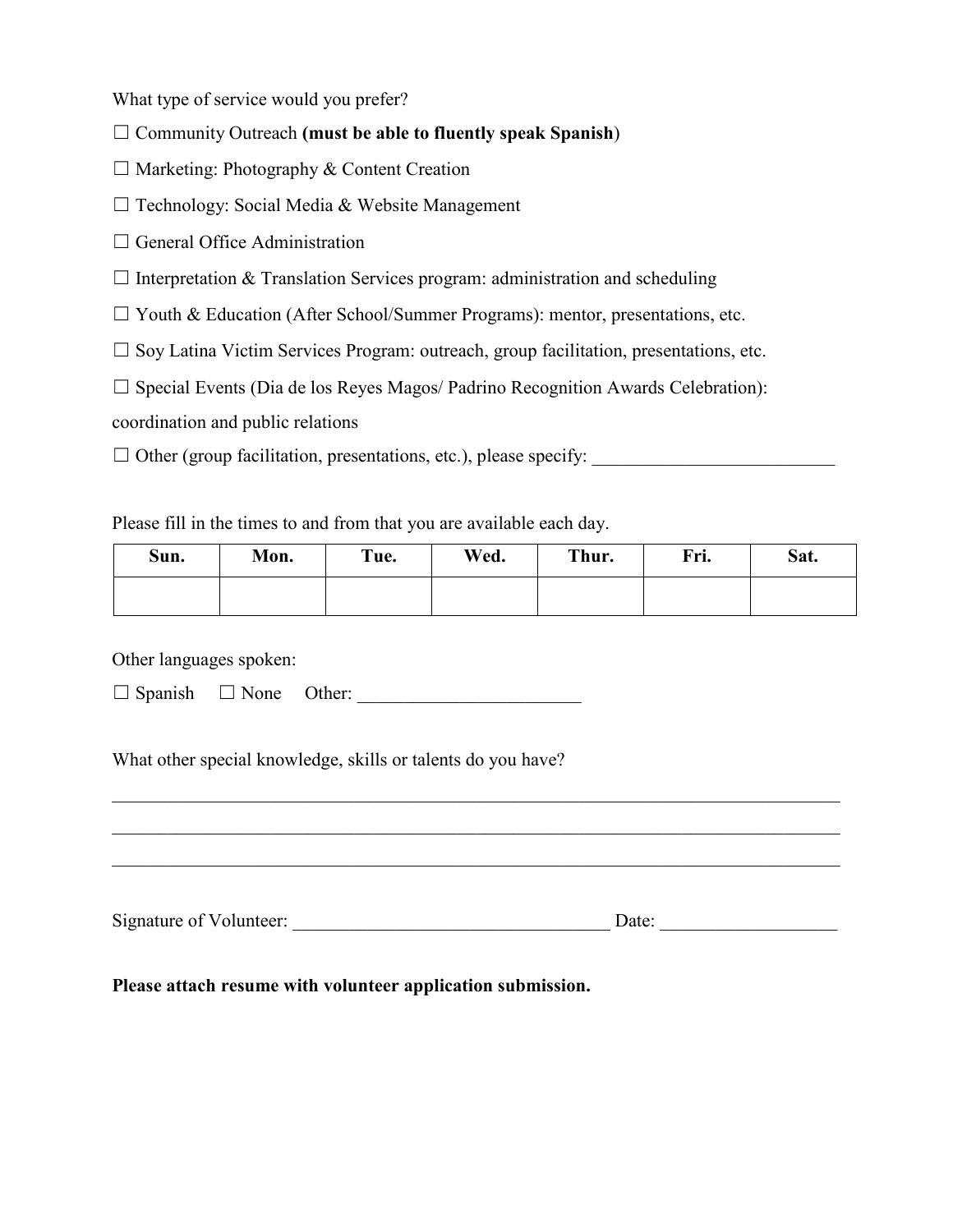What type of service would you prefer?

☐ Community Outreach **(must be able to fluently speak Spanish**)

☐ Marketing: Photography & Content Creation

☐ Technology: Social Media & Website Management

☐ General Office Administration

☐ Interpretation & Translation Services program: administration and scheduling

☐ Youth & Education (After School/Summer Programs): mentor, presentations, etc.

☐ Soy Latina Victim Services Program: outreach, group facilitation, presentations, etc.

☐ Special Events (Dia de los Reyes Magos/ Padrino Recognition Awards Celebration): coordination and public relations

☐ Other (group facilitation, presentations, etc.), please specify: ___________________________

Please fill in the times to and from that you are available each day.

| Sun. | Mon. | Tue. | Wed. | Thur. | Fri. | Sat. |
|---|---|---|---|---|---|---|
| | | | | | | |

Other languages spoken:

☐ Spanish ☐ None Other: _________________________

What other special knowledge, skills or talents do you have?

_______________________________________________________________________________

_______________________________________________________________________________

_______________________________________________________________________________

Signature of Volunteer: ___________________________________ Date: ___________________

**Please attach resume with volunteer application submission.**